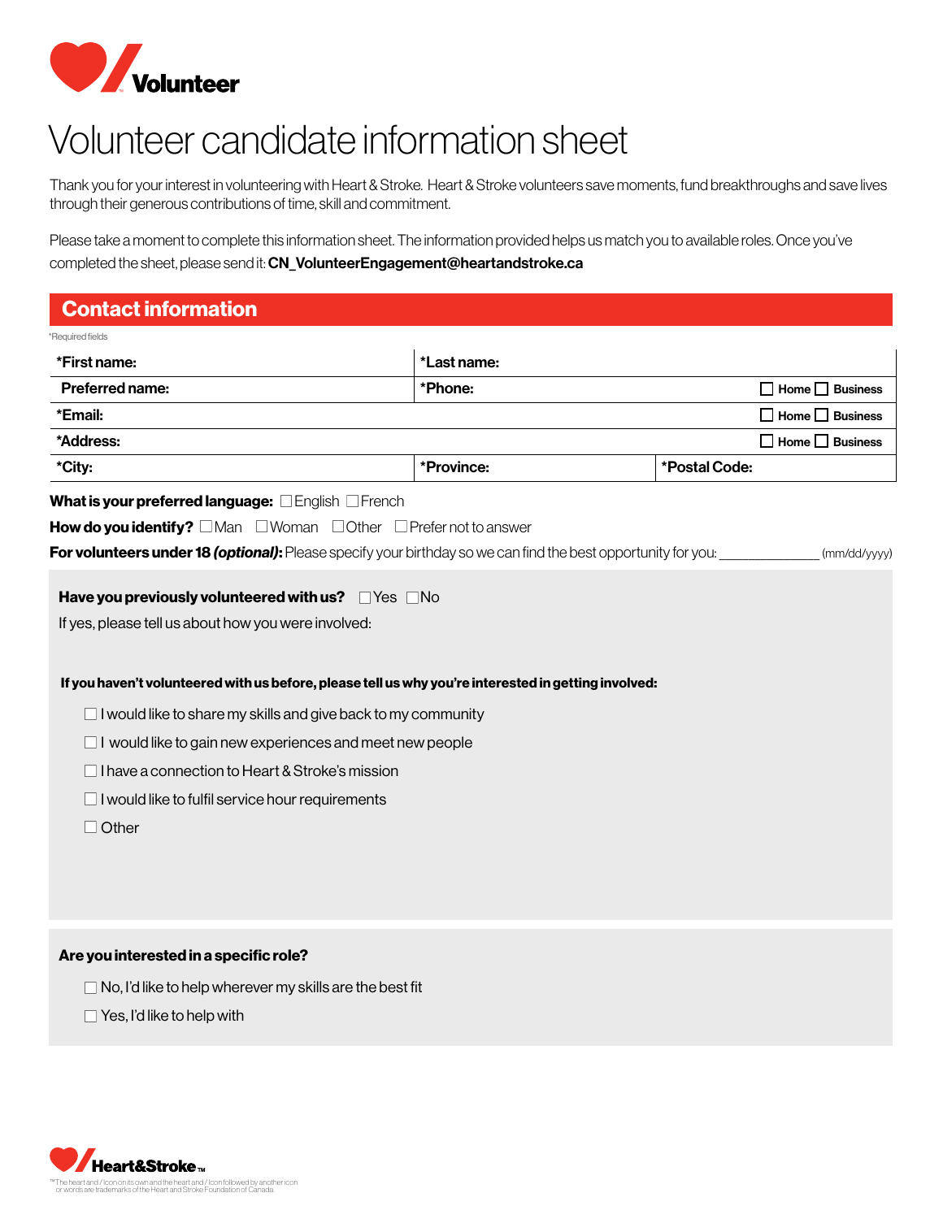Volunteer

# Volunteer candidate information sheet

Thank you for your interest in volunteering with Heart & Stroke. Heart & Stroke volunteers save moments, fund breakthroughs and save lives through their generous contributions of time, skill and commitment.

Please take a moment to complete this information sheet. The information provided helps us match you to available roles. Once you've completed the sheet, please send it: **CN_VolunteerEngagement@heartandstroke.ca**

## Contact information

*Required fields

| *First name: | *Last name: | |
|---|---|---|
| Preferred name: | *Phone: ☐ Home ☐ Business | |
| *Email: ☐ Home ☐ Business | | |
| *Address: ☐ Home ☐ Business | | |
| *City: | *Province: | *Postal Code: |

**What is your preferred language:** ☐ English ☐ French

**How do you identify?** ☐ Man ☐ Woman ☐ Other ☐ Prefer not to answer

**For volunteers under 18 *(optional)*:** Please specify your birthday so we can find the best opportunity for you: ____________ (mm/dd/yyyy)

**Have you previously volunteered with us?** ☐ Yes ☐ No

If yes, please tell us about how you were involved:

**If you haven't volunteered with us before, please tell us why you're interested in getting involved:**

- ☐ I would like to share my skills and give back to my community
- ☐ I would like to gain new experiences and meet new people
- ☐ I have a connection to Heart & Stroke's mission
- ☐ I would like to fulfil service hour requirements
- ☐ Other

**Are you interested in a specific role?**

- ☐ No, I'd like to help wherever my skills are the best fit
- ☐ Yes, I'd like to help with

Heart&Stroke™

™The heart and / Icon on its own and the heart and / Icon followed by another icon or words are trademarks of the Heart and Stroke Foundation of Canada.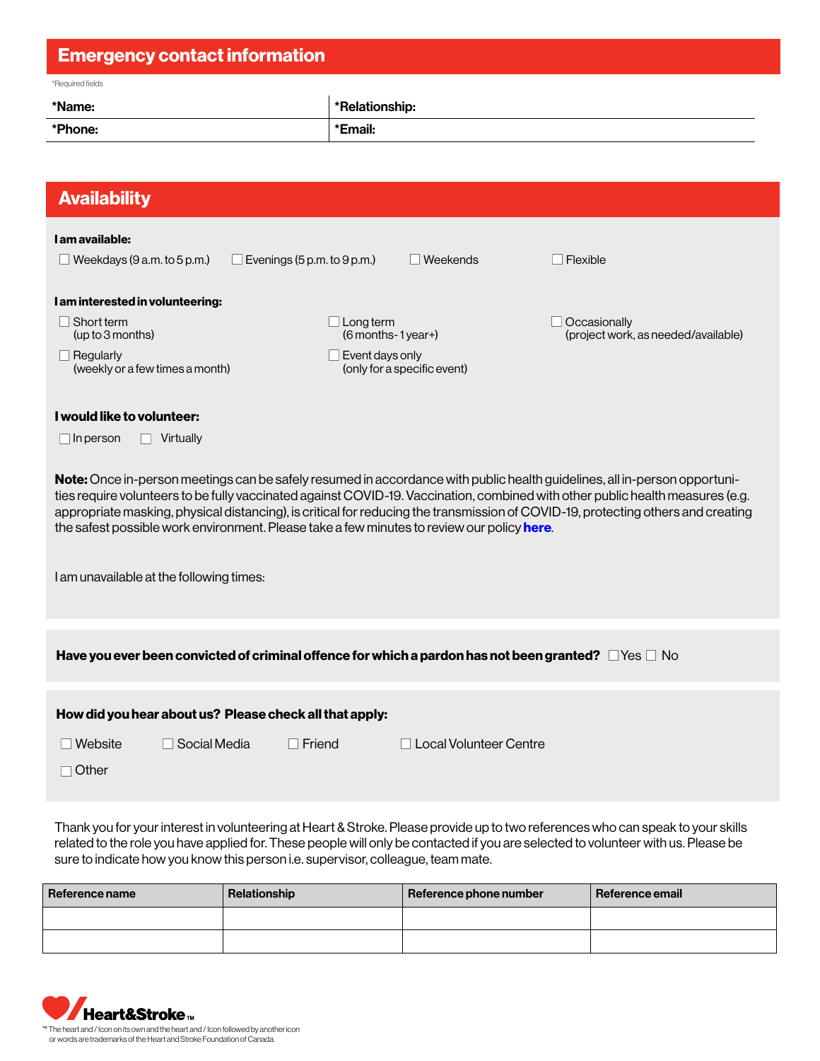## Emergency contact information

*Required fields

| *Name: | *Relationship: |
| --- | --- |
| *Phone: | *Email: |

## Availability

**I am available:**

☐ Weekdays (9 a.m. to 5 p.m.) ☐ Evenings (5 p.m. to 9 p.m.) ☐ Weekends ☐ Flexible

**I am interested in volunteering:**

☐ Short term (up to 3 months)
☐ Long term (6 months- 1 year+)
☐ Occasionally (project work, as needed/available)
☐ Regularly (weekly or a few times a month)
☐ Event days only (only for a specific event)

**I would like to volunteer:**

☐ In person ☐ Virtually

**Note:** Once in-person meetings can be safely resumed in accordance with public health guidelines, all in-person opportunities require volunteers to be fully vaccinated against COVID-19. Vaccination, combined with other public health measures (e.g. appropriate masking, physical distancing), is critical for reducing the transmission of COVID-19, protecting others and creating the safest possible work environment. Please take a few minutes to review our policy **here**.

I am unavailable at the following times:

**Have you ever been convicted of criminal offence for which a pardon has not been granted?** ☐ Yes ☐ No

**How did you hear about us? Please check all that apply:**

☐ Website ☐ Social Media ☐ Friend ☐ Local Volunteer Centre

☐ Other

Thank you for your interest in volunteering at Heart & Stroke. Please provide up to two references who can speak to your skills related to the role you have applied for. These people will only be contacted if you are selected to volunteer with us. Please be sure to indicate how you know this person i.e. supervisor, colleague, team mate.

| Reference name | Relationship | Reference phone number | Reference email |
| --- | --- | --- | --- |
| | | | |
| | | | |

Heart&Stroke™

™ The heart and / Icon on its own and the heart and / Icon followed by another icon or words are trademarks of the Heart and Stroke Foundation of Canada.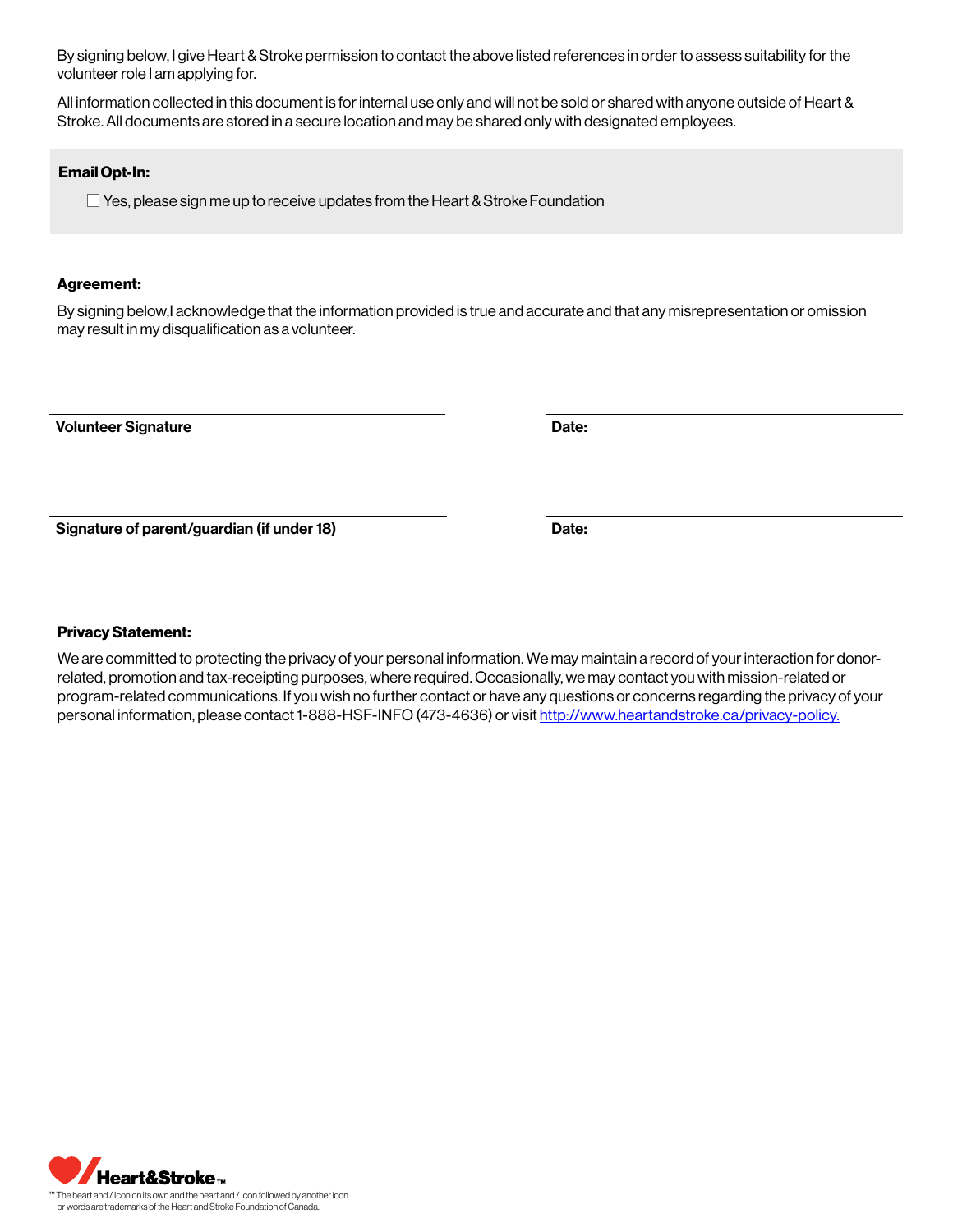By signing below, I give Heart & Stroke permission to contact the above listed references in order to assess suitability for the volunteer role I am applying for.

All information collected in this document is for internal use only and will not be sold or shared with anyone outside of Heart & Stroke. All documents are stored in a secure location and may be shared only with designated employees.

**Email Opt-In:**

☐ Yes, please sign me up to receive updates from the Heart & Stroke Foundation

**Agreement:**

By signing below,I acknowledge that the information provided is true and accurate and that any misrepresentation or omission may result in my disqualification as a volunteer.

| | |
|---|---|
| **Volunteer Signature** | **Date:** |
| **Signature of parent/guardian (if under 18)** | **Date:** |

**Privacy Statement:**

We are committed to protecting the privacy of your personal information. We may maintain a record of your interaction for donor-related, promotion and tax-receipting purposes, where required. Occasionally, we may contact you with mission-related or program-related communications. If you wish no further contact or have any questions or concerns regarding the privacy of your personal information, please contact 1-888-HSF-INFO (473-4636) or visit [http://www.heartandstroke.ca/privacy-policy.](http://www.heartandstroke.ca/privacy-policy)

Heart&Stroke™

™ The heart and / Icon on its own and the heart and / Icon followed by another icon or words are trademarks of the Heart and Stroke Foundation of Canada.